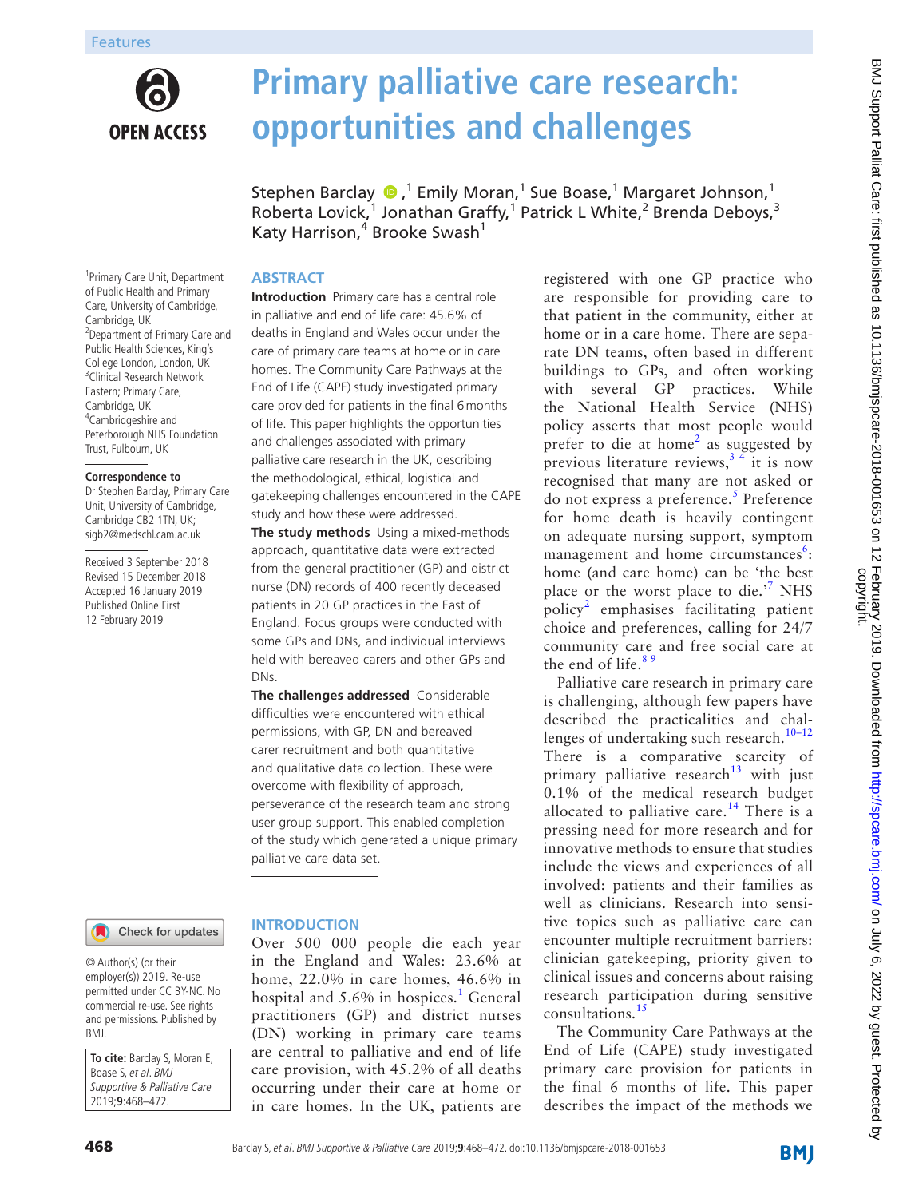Features

# Primary palliative care research: opportunities and challenges

Stephen Barclay,[1] Emily Moran,[1] Sue Boase,[1] Margaret Johnson,[1] Roberta Lovick,[1] Jonathan Graffy,[1] Patrick L White,[2] Brenda Deboys,[3] Katy Harrison,[4] Brooke Swash[1]

[1]Primary Care Unit, Department of Public Health and Primary Care, University of Cambridge, Cambridge, UK
[2]Department of Primary Care and Public Health Sciences, King's College London, London, UK
[3]Clinical Research Network Eastern; Primary Care, Cambridge, UK
[4]Cambridgeshire and Peterborough NHS Foundation Trust, Fulbourn, UK

**Correspondence to**
Dr Stephen Barclay, Primary Care Unit, University of Cambridge, Cambridge CB2 1TN, UK; sigb2@medschl.cam.ac.uk

Received 3 September 2018
Revised 15 December 2018
Accepted 16 January 2019
Published Online First 12 February 2019

© Author(s) (or their employer(s)) 2019. Re-use permitted under CC BY-NC. No commercial re-use. See rights and permissions. Published by BMJ.

**To cite:** Barclay S, Moran E, Boase S, *et al*. *BMJ Supportive & Palliative Care* 2019;**9**:468–472.

## ABSTRACT

**Introduction** Primary care has a central role in palliative and end of life care: 45.6% of deaths in England and Wales occur under the care of primary care teams at home or in care homes. The Community Care Pathways at the End of Life (CAPE) study investigated primary care provided for patients in the final 6 months of life. This paper highlights the opportunities and challenges associated with primary palliative care research in the UK, describing the methodological, ethical, logistical and gatekeeping challenges encountered in the CAPE study and how these were addressed.

**The study methods** Using a mixed-methods approach, quantitative data were extracted from the general practitioner (GP) and district nurse (DN) records of 400 recently deceased patients in 20 GP practices in the East of England. Focus groups were conducted with some GPs and DNs, and individual interviews held with bereaved carers and other GPs and DNs.

**The challenges addressed** Considerable difficulties were encountered with ethical permissions, with GP, DN and bereaved carer recruitment and both quantitative and qualitative data collection. These were overcome with flexibility of approach, perseverance of the research team and strong user group support. This enabled completion of the study which generated a unique primary palliative care data set.

## INTRODUCTION

Over 500 000 people die each year in the England and Wales: 23.6% at home, 22.0% in care homes, 46.6% in hospital and 5.6% in hospices.[1] General practitioners (GP) and district nurses (DN) working in primary care teams are central to palliative and end of life care provision, with 45.2% of all deaths occurring under their care at home or in care homes. In the UK, patients are registered with one GP practice who are responsible for providing care to that patient in the community, either at home or in a care home. There are separate DN teams, often based in different buildings to GPs, and often working with several GP practices. While the National Health Service (NHS) policy asserts that most people would prefer to die at home[2] as suggested by previous literature reviews,[3 4] it is now recognised that many are not asked or do not express a preference.[5] Preference for home death is heavily contingent on adequate nursing support, symptom management and home circumstances[6]: home (and care home) can be 'the best place or the worst place to die.'[7] NHS policy[2] emphasises facilitating patient choice and preferences, calling for 24/7 community care and free social care at the end of life.[8 9]

Palliative care research in primary care is challenging, although few papers have described the practicalities and challenges of undertaking such research.[10–12] There is a comparative scarcity of primary palliative research[13] with just 0.1% of the medical research budget allocated to palliative care.[14] There is a pressing need for more research and for innovative methods to ensure that studies include the views and experiences of all involved: patients and their families as well as clinicians. Research into sensitive topics such as palliative care can encounter multiple recruitment barriers: clinician gatekeeping, priority given to clinical issues and concerns about raising research participation during sensitive consultations.[15]

The Community Care Pathways at the End of Life (CAPE) study investigated primary care provision for patients in the final 6 months of life. This paper describes the impact of the methods we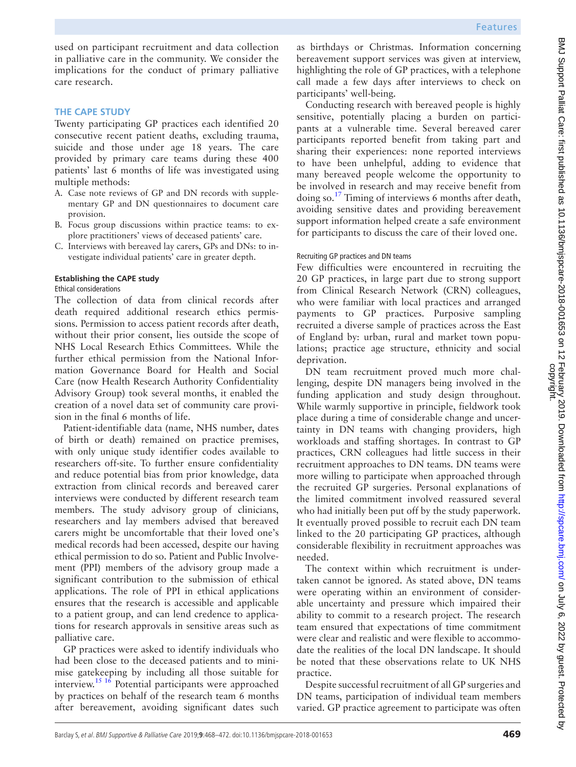used on participant recruitment and data collection in palliative care in the community. We consider the implications for the conduct of primary palliative care research.

## THE CAPE STUDY

Twenty participating GP practices each identified 20 consecutive recent patient deaths, excluding trauma, suicide and those under age 18 years. The care provided by primary care teams during these 400 patients' last 6 months of life was investigated using multiple methods:

A. Case note reviews of GP and DN records with supplementary GP and DN questionnaires to document care provision.
B. Focus group discussions within practice teams: to explore practitioners' views of deceased patients' care.
C. Interviews with bereaved lay carers, GPs and DNs: to investigate individual patients' care in greater depth.

### Establishing the CAPE study

#### Ethical considerations

The collection of data from clinical records after death required additional research ethics permissions. Permission to access patient records after death, without their prior consent, lies outside the scope of NHS Local Research Ethics Committees. While the further ethical permission from the National Information Governance Board for Health and Social Care (now Health Research Authority Confidentiality Advisory Group) took several months, it enabled the creation of a novel data set of community care provision in the final 6 months of life.

Patient-identifiable data (name, NHS number, dates of birth or death) remained on practice premises, with only unique study identifier codes available to researchers off-site. To further ensure confidentiality and reduce potential bias from prior knowledge, data extraction from clinical records and bereaved carer interviews were conducted by different research team members. The study advisory group of clinicians, researchers and lay members advised that bereaved carers might be uncomfortable that their loved one's medical records had been accessed, despite our having ethical permission to do so. Patient and Public Involvement (PPI) members of the advisory group made a significant contribution to the submission of ethical applications. The role of PPI in ethical applications ensures that the research is accessible and applicable to a patient group, and can lend credence to applications for research approvals in sensitive areas such as palliative care.

GP practices were asked to identify individuals who had been close to the deceased patients and to minimise gatekeeping by including all those suitable for interview.[15 16] Potential participants were approached by practices on behalf of the research team 6 months after bereavement, avoiding significant dates such as birthdays or Christmas. Information concerning bereavement support services was given at interview, highlighting the role of GP practices, with a telephone call made a few days after interviews to check on participants' well-being.

Conducting research with bereaved people is highly sensitive, potentially placing a burden on participants at a vulnerable time. Several bereaved carer participants reported benefit from taking part and sharing their experiences: none reported interviews to have been unhelpful, adding to evidence that many bereaved people welcome the opportunity to be involved in research and may receive benefit from doing so.[17] Timing of interviews 6 months after death, avoiding sensitive dates and providing bereavement support information helped create a safe environment for participants to discuss the care of their loved one.

#### Recruiting GP practices and DN teams

Few difficulties were encountered in recruiting the 20 GP practices, in large part due to strong support from Clinical Research Network (CRN) colleagues, who were familiar with local practices and arranged payments to GP practices. Purposive sampling recruited a diverse sample of practices across the East of England by: urban, rural and market town populations; practice age structure, ethnicity and social deprivation.

DN team recruitment proved much more challenging, despite DN managers being involved in the funding application and study design throughout. While warmly supportive in principle, fieldwork took place during a time of considerable change and uncertainty in DN teams with changing providers, high workloads and staffing shortages. In contrast to GP practices, CRN colleagues had little success in their recruitment approaches to DN teams. DN teams were more willing to participate when approached through the recruited GP surgeries. Personal explanations of the limited commitment involved reassured several who had initially been put off by the study paperwork. It eventually proved possible to recruit each DN team linked to the 20 participating GP practices, although considerable flexibility in recruitment approaches was needed.

The context within which recruitment is undertaken cannot be ignored. As stated above, DN teams were operating within an environment of considerable uncertainty and pressure which impaired their ability to commit to a research project. The research team ensured that expectations of time commitment were clear and realistic and were flexible to accommodate the realities of the local DN landscape. It should be noted that these observations relate to UK NHS practice.

Despite successful recruitment of all GP surgeries and DN teams, participation of individual team members varied. GP practice agreement to participate was often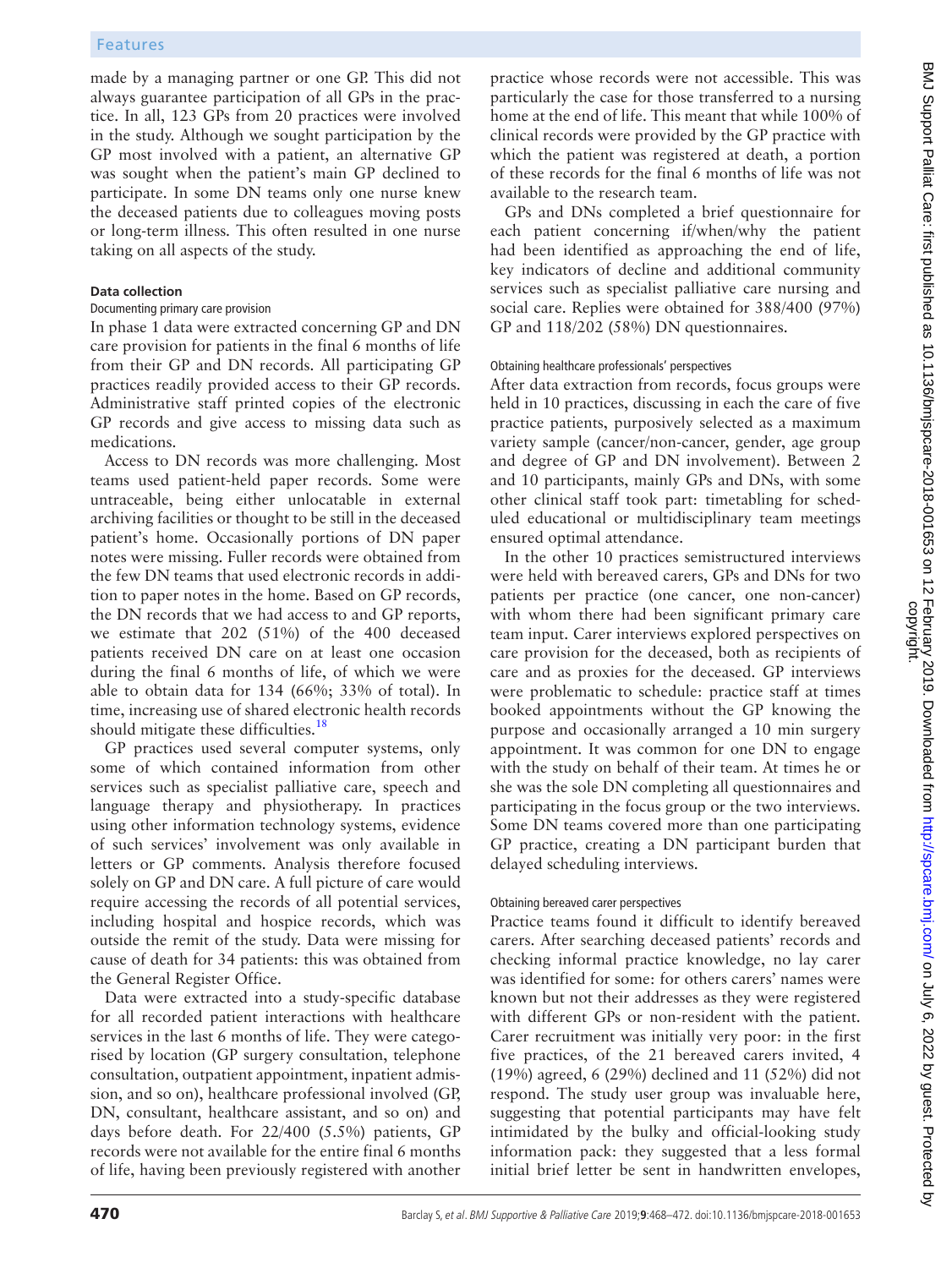made by a managing partner or one GP. This did not always guarantee participation of all GPs in the practice. In all, 123 GPs from 20 practices were involved in the study. Although we sought participation by the GP most involved with a patient, an alternative GP was sought when the patient's main GP declined to participate. In some DN teams only one nurse knew the deceased patients due to colleagues moving posts or long-term illness. This often resulted in one nurse taking on all aspects of the study.

### Data collection

#### Documenting primary care provision

In phase 1 data were extracted concerning GP and DN care provision for patients in the final 6 months of life from their GP and DN records. All participating GP practices readily provided access to their GP records. Administrative staff printed copies of the electronic GP records and give access to missing data such as medications.

Access to DN records was more challenging. Most teams used patient-held paper records. Some were untraceable, being either unlocatable in external archiving facilities or thought to be still in the deceased patient's home. Occasionally portions of DN paper notes were missing. Fuller records were obtained from the few DN teams that used electronic records in addition to paper notes in the home. Based on GP records, the DN records that we had access to and GP reports, we estimate that 202 (51%) of the 400 deceased patients received DN care on at least one occasion during the final 6 months of life, of which we were able to obtain data for 134 (66%; 33% of total). In time, increasing use of shared electronic health records should mitigate these difficulties.[18]

GP practices used several computer systems, only some of which contained information from other services such as specialist palliative care, speech and language therapy and physiotherapy. In practices using other information technology systems, evidence of such services' involvement was only available in letters or GP comments. Analysis therefore focused solely on GP and DN care. A full picture of care would require accessing the records of all potential services, including hospital and hospice records, which was outside the remit of the study. Data were missing for cause of death for 34 patients: this was obtained from the General Register Office.

Data were extracted into a study-specific database for all recorded patient interactions with healthcare services in the last 6 months of life. They were categorised by location (GP surgery consultation, telephone consultation, outpatient appointment, inpatient admission, and so on), healthcare professional involved (GP, DN, consultant, healthcare assistant, and so on) and days before death. For 22/400 (5.5%) patients, GP records were not available for the entire final 6 months of life, having been previously registered with another practice whose records were not accessible. This was particularly the case for those transferred to a nursing home at the end of life. This meant that while 100% of clinical records were provided by the GP practice with which the patient was registered at death, a portion of these records for the final 6 months of life was not available to the research team.

GPs and DNs completed a brief questionnaire for each patient concerning if/when/why the patient had been identified as approaching the end of life, key indicators of decline and additional community services such as specialist palliative care nursing and social care. Replies were obtained for 388/400 (97%) GP and 118/202 (58%) DN questionnaires.

#### Obtaining healthcare professionals' perspectives

After data extraction from records, focus groups were held in 10 practices, discussing in each the care of five practice patients, purposively selected as a maximum variety sample (cancer/non-cancer, gender, age group and degree of GP and DN involvement). Between 2 and 10 participants, mainly GPs and DNs, with some other clinical staff took part: timetabling for scheduled educational or multidisciplinary team meetings ensured optimal attendance.

In the other 10 practices semistructured interviews were held with bereaved carers, GPs and DNs for two patients per practice (one cancer, one non-cancer) with whom there had been significant primary care team input. Carer interviews explored perspectives on care provision for the deceased, both as recipients of care and as proxies for the deceased. GP interviews were problematic to schedule: practice staff at times booked appointments without the GP knowing the purpose and occasionally arranged a 10 min surgery appointment. It was common for one DN to engage with the study on behalf of their team. At times he or she was the sole DN completing all questionnaires and participating in the focus group or the two interviews. Some DN teams covered more than one participating GP practice, creating a DN participant burden that delayed scheduling interviews.

#### Obtaining bereaved carer perspectives

Practice teams found it difficult to identify bereaved carers. After searching deceased patients' records and checking informal practice knowledge, no lay carer was identified for some: for others carers' names were known but not their addresses as they were registered with different GPs or non-resident with the patient. Carer recruitment was initially very poor: in the first five practices, of the 21 bereaved carers invited, 4 (19%) agreed, 6 (29%) declined and 11 (52%) did not respond. The study user group was invaluable here, suggesting that potential participants may have felt intimidated by the bulky and official-looking study information pack: they suggested that a less formal initial brief letter be sent in handwritten envelopes,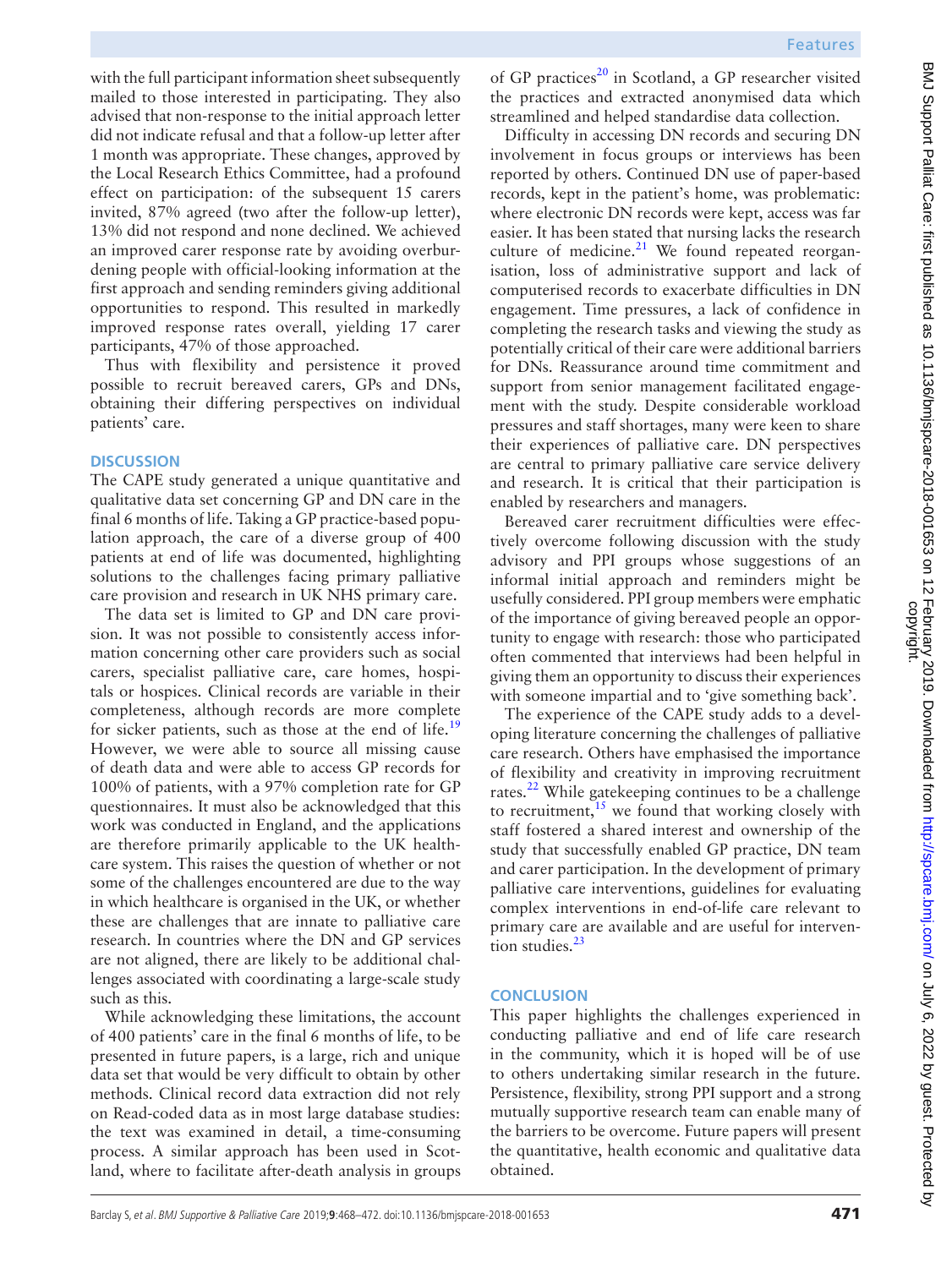with the full participant information sheet subsequently mailed to those interested in participating. They also advised that non-response to the initial approach letter did not indicate refusal and that a follow-up letter after 1 month was appropriate. These changes, approved by the Local Research Ethics Committee, had a profound effect on participation: of the subsequent 15 carers invited, 87% agreed (two after the follow-up letter), 13% did not respond and none declined. We achieved an improved carer response rate by avoiding overburdening people with official-looking information at the first approach and sending reminders giving additional opportunities to respond. This resulted in markedly improved response rates overall, yielding 17 carer participants, 47% of those approached.

Thus with flexibility and persistence it proved possible to recruit bereaved carers, GPs and DNs, obtaining their differing perspectives on individual patients' care.

## DISCUSSION

The CAPE study generated a unique quantitative and qualitative data set concerning GP and DN care in the final 6 months of life. Taking a GP practice-based population approach, the care of a diverse group of 400 patients at end of life was documented, highlighting solutions to the challenges facing primary palliative care provision and research in UK NHS primary care.

The data set is limited to GP and DN care provision. It was not possible to consistently access information concerning other care providers such as social carers, specialist palliative care, care homes, hospitals or hospices. Clinical records are variable in their completeness, although records are more complete for sicker patients, such as those at the end of life.[19] However, we were able to source all missing cause of death data and were able to access GP records for 100% of patients, with a 97% completion rate for GP questionnaires. It must also be acknowledged that this work was conducted in England, and the applications are therefore primarily applicable to the UK healthcare system. This raises the question of whether or not some of the challenges encountered are due to the way in which healthcare is organised in the UK, or whether these are challenges that are innate to palliative care research. In countries where the DN and GP services are not aligned, there are likely to be additional challenges associated with coordinating a large-scale study such as this.

While acknowledging these limitations, the account of 400 patients' care in the final 6 months of life, to be presented in future papers, is a large, rich and unique data set that would be very difficult to obtain by other methods. Clinical record data extraction did not rely on Read-coded data as in most large database studies: the text was examined in detail, a time-consuming process. A similar approach has been used in Scotland, where to facilitate after-death analysis in groups of GP practices[20] in Scotland, a GP researcher visited the practices and extracted anonymised data which streamlined and helped standardise data collection.

Difficulty in accessing DN records and securing DN involvement in focus groups or interviews has been reported by others. Continued DN use of paper-based records, kept in the patient's home, was problematic: where electronic DN records were kept, access was far easier. It has been stated that nursing lacks the research culture of medicine.[21] We found repeated reorganisation, loss of administrative support and lack of computerised records to exacerbate difficulties in DN engagement. Time pressures, a lack of confidence in completing the research tasks and viewing the study as potentially critical of their care were additional barriers for DNs. Reassurance around time commitment and support from senior management facilitated engagement with the study. Despite considerable workload pressures and staff shortages, many were keen to share their experiences of palliative care. DN perspectives are central to primary palliative care service delivery and research. It is critical that their participation is enabled by researchers and managers.

Bereaved carer recruitment difficulties were effectively overcome following discussion with the study advisory and PPI groups whose suggestions of an informal initial approach and reminders might be usefully considered. PPI group members were emphatic of the importance of giving bereaved people an opportunity to engage with research: those who participated often commented that interviews had been helpful in giving them an opportunity to discuss their experiences with someone impartial and to 'give something back'.

The experience of the CAPE study adds to a developing literature concerning the challenges of palliative care research. Others have emphasised the importance of flexibility and creativity in improving recruitment rates.[22] While gatekeeping continues to be a challenge to recruitment,[15] we found that working closely with staff fostered a shared interest and ownership of the study that successfully enabled GP practice, DN team and carer participation. In the development of primary palliative care interventions, guidelines for evaluating complex interventions in end-of-life care relevant to primary care are available and are useful for intervention studies.[23]

## CONCLUSION

This paper highlights the challenges experienced in conducting palliative and end of life care research in the community, which it is hoped will be of use to others undertaking similar research in the future. Persistence, flexibility, strong PPI support and a strong mutually supportive research team can enable many of the barriers to be overcome. Future papers will present the quantitative, health economic and qualitative data obtained.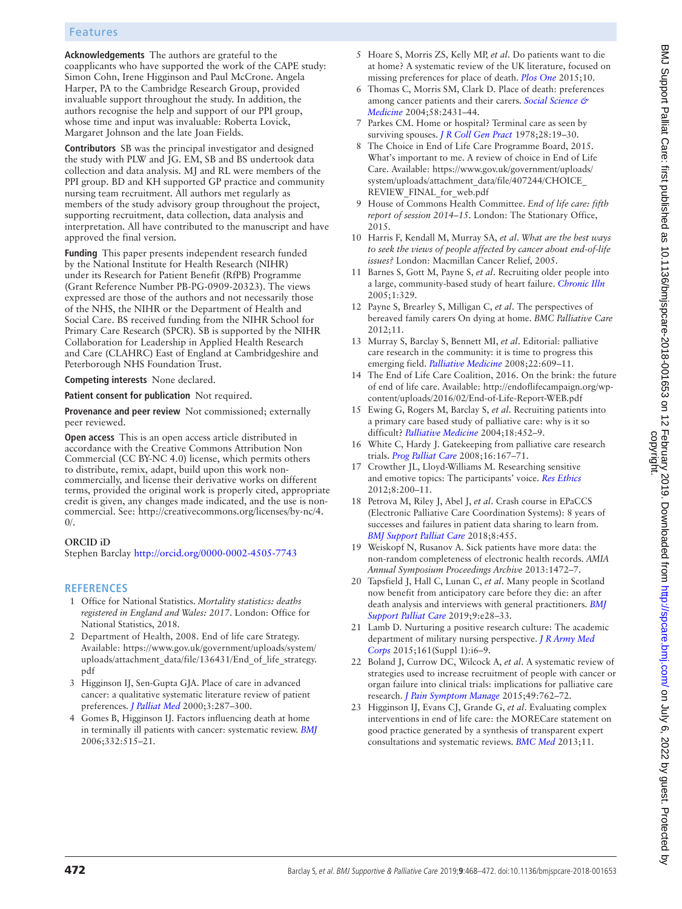**Acknowledgements** The authors are grateful to the coapplicants who have supported the work of the CAPE study: Simon Cohn, Irene Higginson and Paul McCrone. Angela Harper, PA to the Cambridge Research Group, provided invaluable support throughout the study. In addition, the authors recognise the help and support of our PPI group, whose time and input was invaluable: Roberta Lovick, Margaret Johnson and the late Joan Fields.

**Contributors** SB was the principal investigator and designed the study with PLW and JG. EM, SB and BS undertook data collection and data analysis. MJ and RL were members of the PPI group. BD and KH supported GP practice and community nursing team recruitment. All authors met regularly as members of the study advisory group throughout the project, supporting recruitment, data collection, data analysis and interpretation. All have contributed to the manuscript and have approved the final version.

**Funding** This paper presents independent research funded by the National Institute for Health Research (NIHR) under its Research for Patient Benefit (RfPB) Programme (Grant Reference Number PB-PG-0909-20323). The views expressed are those of the authors and not necessarily those of the NHS, the NIHR or the Department of Health and Social Care. BS received funding from the NIHR School for Primary Care Research (SPCR). SB is supported by the NIHR Collaboration for Leadership in Applied Health Research and Care (CLAHRC) East of England at Cambridgeshire and Peterborough NHS Foundation Trust.

**Competing interests** None declared.

**Patient consent for publication** Not required.

**Provenance and peer review** Not commissioned; externally peer reviewed.

**Open access** This is an open access article distributed in accordance with the Creative Commons Attribution Non Commercial (CC BY-NC 4.0) license, which permits others to distribute, remix, adapt, build upon this work non-commercially, and license their derivative works on different terms, provided the original work is properly cited, appropriate credit is given, any changes made indicated, and the use is non-commercial. See: http://creativecommons.org/licenses/by-nc/4.0/.

### ORCID iD

Stephen Barclay http://orcid.org/0000-0002-4505-7743

## REFERENCES

1. Office for National Statistics. *Mortality statistics: deaths registered in England and Wales: 2017*. London: Office for National Statistics, 2018.
2. Department of Health, 2008. End of life care Strategy. Available: https://www.gov.uk/government/uploads/system/uploads/attachment_data/file/136431/End_of_life_strategy.pdf
3. Higginson IJ, Sen-Gupta GJA. Place of care in advanced cancer: a qualitative systematic literature review of patient preferences. *J Palliat Med* 2000;3:287–300.
4. Gomes B, Higginson IJ. Factors influencing death at home in terminally ill patients with cancer: systematic review. *BMJ* 2006;332:515–21.
5. Hoare S, Morris ZS, Kelly MP, *et al*. Do patients want to die at home? A systematic review of the UK literature, focused on missing preferences for place of death. *Plos One* 2015;10.
6. Thomas C, Morris SM, Clark D. Place of death: preferences among cancer patients and their carers. *Social Science & Medicine* 2004;58:2431–44.
7. Parkes CM. Home or hospital? Terminal care as seen by surviving spouses. *J R Coll Gen Pract* 1978;28:19–30.
8. The Choice in End of Life Care Programme Board, 2015. What's important to me. A review of choice in End of Life Care. Available: https://www.gov.uk/government/uploads/system/uploads/attachment_data/file/407244/CHOICE_REVIEW_FINAL_for_web.pdf
9. House of Commons Health Committee. *End of life care: fifth report of session 2014–15*. London: The Stationary Office, 2015.
10. Harris F, Kendall M, Murray SA, *et al*. *What are the best ways to seek the views of people affected by cancer about end-of-life issues?* London: Macmillan Cancer Relief, 2005.
11. Barnes S, Gott M, Payne S, *et al*. Recruiting older people into a large, community-based study of heart failure. *Chronic Illn* 2005;1:329.
12. Payne S, Brearley S, Milligan C, *et al*. The perspectives of bereaved family carers On dying at home. *BMC Palliative Care* 2012;11.
13. Murray S, Barclay S, Bennett MI, *et al*. Editorial: palliative care research in the community: it is time to progress this emerging field. *Palliative Medicine* 2008;22:609–11.
14. The End of Life Care Coalition, 2016. On the brink: the future of end of life care. Available: http://endoflifecampaign.org/wp-content/uploads/2016/02/End-of-Life-Report-WEB.pdf
15. Ewing G, Rogers M, Barclay S, *et al*. Recruiting patients into a primary care based study of palliative care: why is it so difficult? *Palliative Medicine* 2004;18:452–9.
16. White C, Hardy J. Gatekeeping from palliative care research trials. *Prog Palliat Care* 2008;16:167–71.
17. Crowther JL, Lloyd-Williams M. Researching sensitive and emotive topics: The participants' voice. *Res Ethics* 2012;8:200–11.
18. Petrova M, Riley J, Abel J, *et al*. Crash course in EPaCCS (Electronic Palliative Care Coordination Systems): 8 years of successes and failures in patient data sharing to learn from. *BMJ Support Palliat Care* 2018;8:455.
19. Weiskopf N, Rusanov A. Sick patients have more data: the non-random completeness of electronic health records. *AMIA Annual Symposium Proceedings Archive* 2013:1472–7.
20. Tapsfield J, Hall C, Lunan C, *et al*. Many people in Scotland now benefit from anticipatory care before they die: an after death analysis and interviews with general practitioners. *BMJ Support Palliat Care* 2019;9:e28–33.
21. Lamb D. Nurturing a positive research culture: The academic department of military nursing perspective. *J R Army Med Corps* 2015;161(Suppl 1):i6–9.
22. Boland J, Currow DC, Wilcock A, *et al*. A systematic review of strategies used to increase recruitment of people with cancer or organ failure into clinical trials: implications for palliative care research. *J Pain Symptom Manage* 2015;49:762–72.
23. Higginson IJ, Evans CJ, Grande G, *et al*. Evaluating complex interventions in end of life care: the MORECare statement on good practice generated by a synthesis of transparent expert consultations and systematic reviews. *BMC Med* 2013;11.